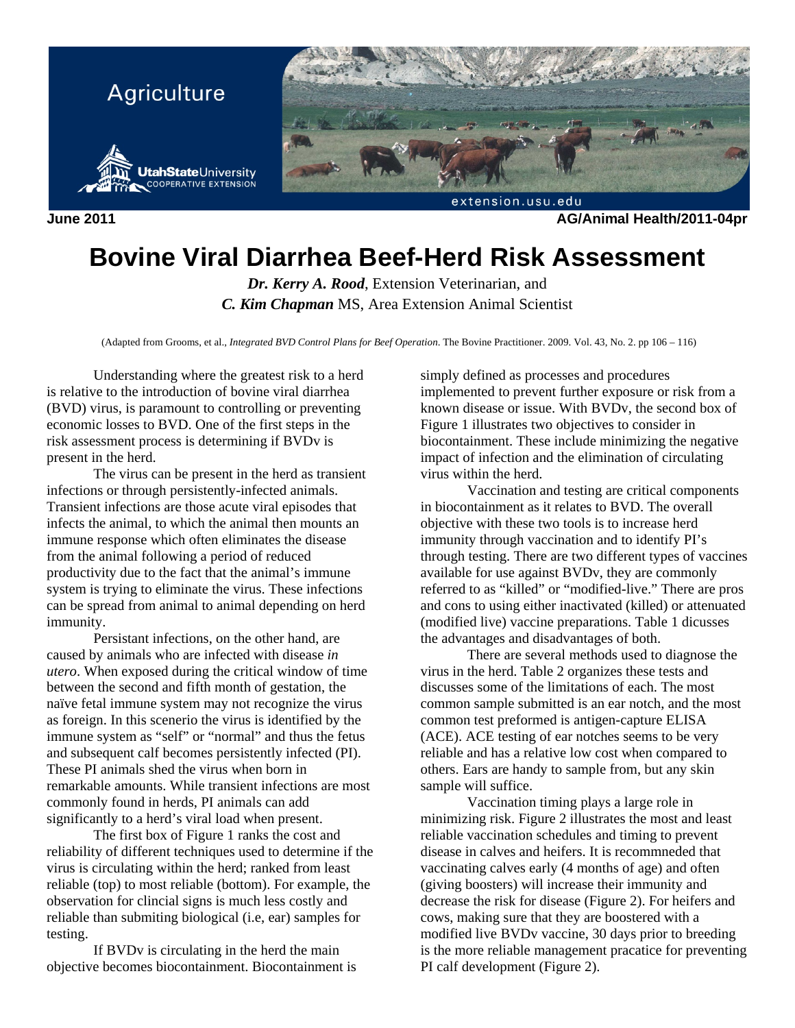Agriculture

Utah State University Cooperative Extension

extension.usu.edu

**June 2011** **AG/Animal Health/2011-04pr**

# Bovine Viral Diarrhea Beef-Herd Risk Assessment

***Dr. Kerry A. Rood***, Extension Veterinarian, and
***C. Kim Chapman*** MS, Area Extension Animal Scientist

(Adapted from Grooms, et al., *Integrated BVD Control Plans for Beef Operation*. The Bovine Practitioner. 2009. Vol. 43, No. 2. pp 106 – 116)

Understanding where the greatest risk to a herd is relative to the introduction of bovine viral diarrhea (BVD) virus, is paramount to controlling or preventing economic losses to BVD. One of the first steps in the risk assessment process is determining if BVDv is present in the herd.

The virus can be present in the herd as transient infections or through persistently-infected animals. Transient infections are those acute viral episodes that infects the animal, to which the animal then mounts an immune response which often eliminates the disease from the animal following a period of reduced productivity due to the fact that the animal's immune system is trying to eliminate the virus. These infections can be spread from animal to animal depending on herd immunity.

Persistant infections, on the other hand, are caused by animals who are infected with disease *in utero*. When exposed during the critical window of time between the second and fifth month of gestation, the naïve fetal immune system may not recognize the virus as foreign. In this scenerio the virus is identified by the immune system as "self" or "normal" and thus the fetus and subsequent calf becomes persistently infected (PI). These PI animals shed the virus when born in remarkable amounts. While transient infections are most commonly found in herds, PI animals can add significantly to a herd's viral load when present.

The first box of Figure 1 ranks the cost and reliability of different techniques used to determine if the virus is circulating within the herd; ranked from least reliable (top) to most reliable (bottom). For example, the observation for clincial signs is much less costly and reliable than submiting biological (i.e, ear) samples for testing.

If BVDv is circulating in the herd the main objective becomes biocontainment. Biocontainment is simply defined as processes and procedures implemented to prevent further exposure or risk from a known disease or issue. With BVDv, the second box of Figure 1 illustrates two objectives to consider in biocontainment. These include minimizing the negative impact of infection and the elimination of circulating virus within the herd.

Vaccination and testing are critical components in biocontainment as it relates to BVD. The overall objective with these two tools is to increase herd immunity through vaccination and to identify PI's through testing. There are two different types of vaccines available for use against BVDv, they are commonly referred to as "killed" or "modified-live." There are pros and cons to using either inactivated (killed) or attenuated (modified live) vaccine preparations. Table 1 dicusses the advantages and disadvantages of both.

There are several methods used to diagnose the virus in the herd. Table 2 organizes these tests and discusses some of the limitations of each. The most common sample submitted is an ear notch, and the most common test preformed is antigen-capture ELISA (ACE). ACE testing of ear notches seems to be very reliable and has a relative low cost when compared to others. Ears are handy to sample from, but any skin sample will suffice.

Vaccination timing plays a large role in minimizing risk. Figure 2 illustrates the most and least reliable vaccination schedules and timing to prevent disease in calves and heifers. It is recommneded that vaccinating calves early (4 months of age) and often (giving boosters) will increase their immunity and decrease the risk for disease (Figure 2). For heifers and cows, making sure that they are boostered with a modified live BVDv vaccine, 30 days prior to breeding is the more reliable management pracatice for preventing PI calf development (Figure 2).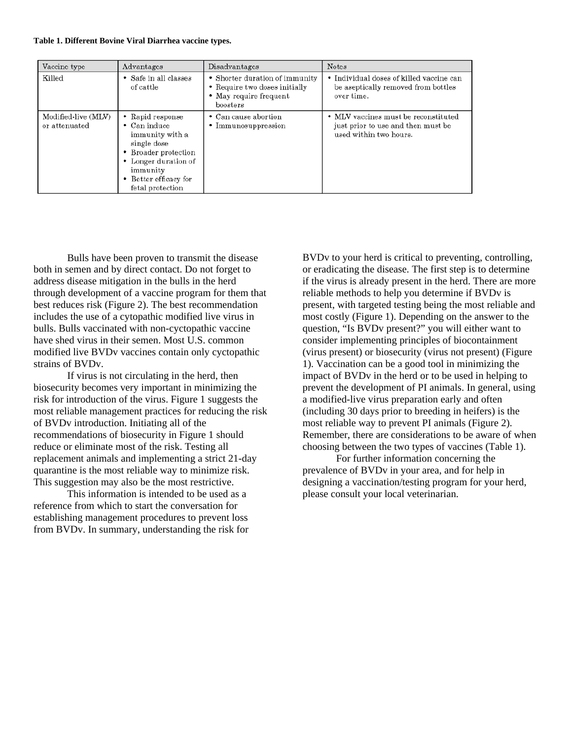**Table 1. Different Bovine Viral Diarrhea vaccine types.**

| Vaccine type | Advantages | Disadvantages | Notes |
|---|---|---|---|
| Killed | • Safe in all classes of cattle | • Shorter duration of immunity<br>• Require two doses initially<br>• May require frequent boosters | • Individual doses of killed vaccine can be aseptically removed from bottles over time. |
| Modified-live (MLV) or attenuated | • Rapid response<br>• Can induce immunity with a single dose<br>• Broader protection<br>• Longer duration of immunity<br>• Better efficacy for fetal protection | • Can cause abortion<br>• Immunosuppression | • MLV vaccines must be reconstituted just prior to use and then must be used within two hours. |

Bulls have been proven to transmit the disease both in semen and by direct contact. Do not forget to address disease mitigation in the bulls in the herd through development of a vaccine program for them that best reduces risk (Figure 2). The best recommendation includes the use of a cytopathic modified live virus in bulls. Bulls vaccinated with non-cyctopathic vaccine have shed virus in their semen. Most U.S. common modified live BVDv vaccines contain only cyctopathic strains of BVDv.

If virus is not circulating in the herd, then biosecurity becomes very important in minimizing the risk for introduction of the virus. Figure 1 suggests the most reliable management practices for reducing the risk of BVDv introduction. Initiating all of the recommendations of biosecurity in Figure 1 should reduce or eliminate most of the risk. Testing all replacement animals and implementing a strict 21-day quarantine is the most reliable way to minimize risk. This suggestion may also be the most restrictive.

This information is intended to be used as a reference from which to start the conversation for establishing management procedures to prevent loss from BVDv. In summary, understanding the risk for BVDv to your herd is critical to preventing, controlling, or eradicating the disease. The first step is to determine if the virus is already present in the herd. There are more reliable methods to help you determine if BVDv is present, with targeted testing being the most reliable and most costly (Figure 1). Depending on the answer to the question, "Is BVDv present?" you will either want to consider implementing principles of biocontainment (virus present) or biosecurity (virus not present) (Figure 1). Vaccination can be a good tool in minimizing the impact of BVDv in the herd or to be used in helping to prevent the development of PI animals. In general, using a modified-live virus preparation early and often (including 30 days prior to breeding in heifers) is the most reliable way to prevent PI animals (Figure 2). Remember, there are considerations to be aware of when choosing between the two types of vaccines (Table 1).

For further information concerning the prevalence of BVDv in your area, and for help in designing a vaccination/testing program for your herd, please consult your local veterinarian.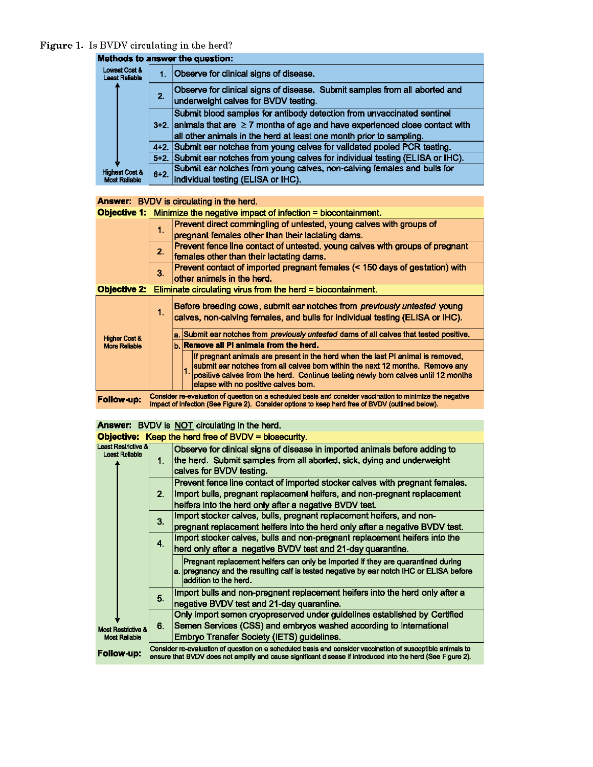**Figure 1.** Is BVDV circulating in the herd?

**Methods to answer the question:**

| | | |
|---|---|---|
| Lowest Cost & Least Reliable | 1. | Observe for clinical signs of disease. |
| | 2. | Observe for clinical signs of disease. Submit samples from all aborted and underweight calves for BVDV testing. |
| | 3+2. | Submit blood samples for antibody detection from unvaccinated sentinel animals that are ≥ 7 months of age and have experienced close contact with all other animals in the herd at least one month prior to sampling. |
| | 4+2. | Submit ear notches from young calves for validated pooled PCR testing. |
| | 5+2. | Submit ear notches from young calves for individual testing (ELISA or IHC). |
| Highest Cost & Most Reliable | 6+2. | Submit ear notches from young calves, non-calving females and bulls for individual testing (ELISA or IHC). |

**Answer:** BVDV is circulating in the herd.

**Objective 1:** Minimize the negative impact of infection = biocontainment.

| | |
|---|---|
| 1. | Prevent direct commingling of untested, young calves with groups of pregnant females other than their lactating dams. |
| 2. | Prevent fence line contact of untested, young calves with groups of pregnant females other than their lactating dams. |
| 3. | Prevent contact of imported pregnant females (< 150 days of gestation) with other animals in the herd. |

**Objective 2:** Eliminate circulating virus from the herd = biocontainment.

| | | |
|---|---|---|
| Higher Cost & More Reliable | 1. | Before breeding cows, submit ear notches from *previously untested* young calves, non-calving females, and bulls for individual testing (ELISA or IHC). |
| | a. | Submit ear notches from *previously untested* dams of all calves that tested positive. |
| | b. | **Remove all PI animals from the herd.** |
| | b.1. | If pregnant animals are present in the herd when the last PI animal is removed, submit ear notches from all calves born within the next 12 months. Remove any positive calves from the herd. Continue testing newly born calves until 12 months elapse with no positive calves born. |

**Follow-up:** Consider re-evaluation of question on a scheduled basis and consider vaccination to minimize the negative impact of infection (See Figure 2). Consider options to keep herd free of BVDV (outlined below).

**Answer:** BVDV is NOT circulating in the herd.

**Objective:** Keep the herd free of BVDV = biosecurity.

| | | |
|---|---|---|
| Least Restrictive & Least Reliable | 1. | Observe for clinical signs of disease in imported animals before adding to the herd. Submit samples from all aborted, sick, dying and underweight calves for BVDV testing. |
| | 2. | Prevent fence line contact of imported stocker calves with pregnant females. Import bulls, pregnant replacement heifers, and non-pregnant replacement heifers into the herd only after a negative BVDV test. |
| | 3. | Import stocker calves, bulls, pregnant replacement heifers, and non-pregnant replacement heifers into the herd only after a negative BVDV test. |
| | 4. | Import stocker calves, bulls and non-pregnant replacement heifers into the herd only after a negative BVDV test and 21-day quarantine. |
| | 4a. | Pregnant replacement heifers can only be imported if they are quarantined during pregnancy and the resulting calf is tested negative by ear notch IHC or ELISA before addition to the herd. |
| | 5. | Import bulls and non-pregnant replacement heifers into the herd only after a negative BVDV test and 21-day quarantine. |
| Most Restrictive & Most Reliable | 6. | Only import semen cryopreserved under guidelines established by Certified Semen Services (CSS) and embryos washed according to International Embryo Transfer Society (IETS) guidelines. |

**Follow-up:** Consider re-evaluation of question on a scheduled basis and consider vaccination of susceptible animals to ensure that BVDV does not amplify and cause significant disease if introduced into the herd (See Figure 2).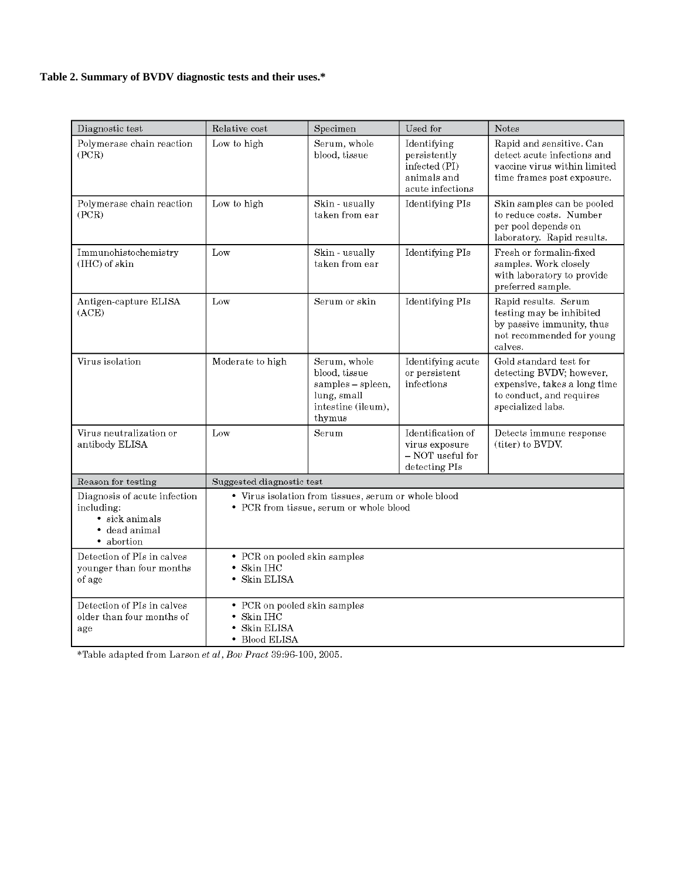**Table 2. Summary of BVDV diagnostic tests and their uses.***

| Diagnostic test | Relative cost | Specimen | Used for | Notes |
|---|---|---|---|---|
| Polymerase chain reaction (PCR) | Low to high | Serum, whole blood, tissue | Identifying persistently infected (PI) animals and acute infections | Rapid and sensitive. Can detect acute infections and vaccine virus within limited time frames post exposure. |
| Polymerase chain reaction (PCR) | Low to high | Skin - usually taken from ear | Identifying PIs | Skin samples can be pooled to reduce costs. Number per pool depends on laboratory. Rapid results. |
| Immunohistochemistry (IHC) of skin | Low | Skin - usually taken from ear | Identifying PIs | Fresh or formalin-fixed samples. Work closely with laboratory to provide preferred sample. |
| Antigen-capture ELISA (ACE) | Low | Serum or skin | Identifying PIs | Rapid results. Serum testing may be inhibited by passive immunity, thus not recommended for young calves. |
| Virus isolation | Moderate to high | Serum, whole blood, tissue samples – spleen, lung, small intestine (ileum), thymus | Identifying acute or persistent infections | Gold standard test for detecting BVDV; however, expensive, takes a long time to conduct, and requires specialized labs. |
| Virus neutralization or antibody ELISA | Low | Serum | Identification of virus exposure – NOT useful for detecting PIs | Detects immune response (titer) to BVDV. |

| Reason for testing | Suggested diagnostic test |
|---|---|
| Diagnosis of acute infection including: <br>• sick animals <br>• dead animal <br>• abortion | • Virus isolation from tissues, serum or whole blood <br>• PCR from tissue, serum or whole blood |
| Detection of PIs in calves younger than four months of age | • PCR on pooled skin samples <br>• Skin IHC <br>• Skin ELISA |
| Detection of PIs in calves older than four months of age | • PCR on pooled skin samples <br>• Skin IHC <br>• Skin ELISA <br>• Blood ELISA |

*Table adapted from Larson *et al*, *Bov Pract* 39:96-100, 2005.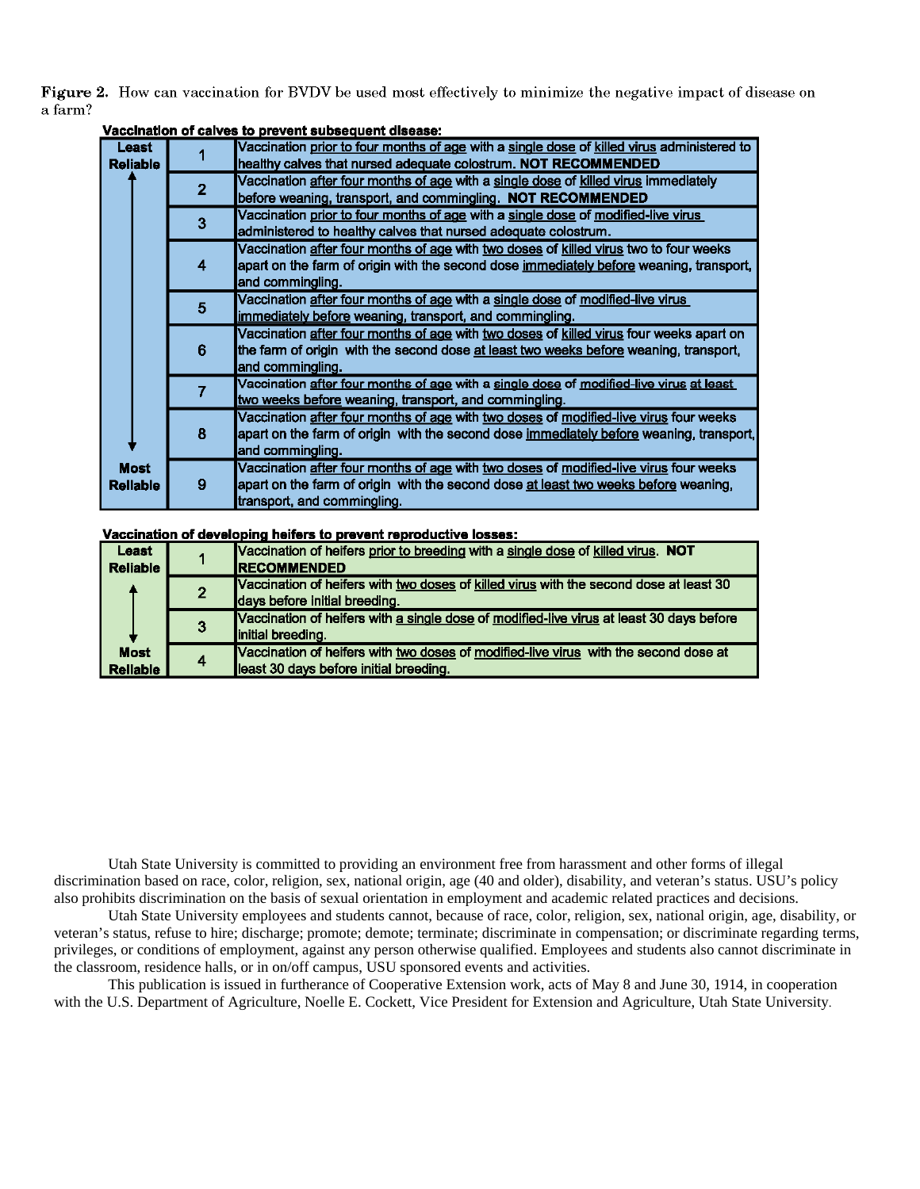**Figure 2.** How can vaccination for BVDV be used most effectively to minimize the negative impact of disease on a farm?

**Vaccination of calves to prevent subsequent disease:**

| | | |
|---|---|---|
| **Least Reliable** | 1 | Vaccination prior to four months of age with a single dose of killed virus administered to healthy calves that nursed adequate colostrum. **NOT RECOMMENDED** |
| ↑ | 2 | Vaccination after four months of age with a single dose of killed virus immediately before weaning, transport, and commingling. **NOT RECOMMENDED** |
| | 3 | Vaccination prior to four months of age with a single dose of modified-live virus administered to healthy calves that nursed adequate colostrum. |
| | 4 | Vaccination after four months of age with two doses of killed virus two to four weeks apart on the farm of origin with the second dose immediately before weaning, transport, and commingling. |
| | 5 | Vaccination after four months of age with a single dose of modified-live virus immediately before weaning, transport, and commingling. |
| | 6 | Vaccination after four months of age with two doses of killed virus four weeks apart on the farm of origin with the second dose at least two weeks before weaning, transport, and commingling. |
| | 7 | Vaccination after four months of age with a single dose of modified-live virus at least two weeks before weaning, transport, and commingling. |
| ↓ | 8 | Vaccination after four months of age with two doses of modified-live virus four weeks apart on the farm of origin with the second dose immediately before weaning, transport, and commingling. |
| **Most Reliable** | 9 | Vaccination after four months of age with two doses of modified-live virus four weeks apart on the farm of origin with the second dose at least two weeks before weaning, transport, and commingling. |

**Vaccination of developing heifers to prevent reproductive losses:**

| | | |
|---|---|---|
| **Least Reliable** | 1 | Vaccination of heifers prior to breeding with a single dose of killed virus. **NOT RECOMMENDED** |
| ↑ | 2 | Vaccination of heifers with two doses of killed virus with the second dose at least 30 days before initial breeding. |
| ↓ | 3 | Vaccination of heifers with a single dose of modified-live virus at least 30 days before initial breeding. |
| **Most Reliable** | 4 | Vaccination of heifers with two doses of modified-live virus with the second dose at least 30 days before initial breeding. |

Utah State University is committed to providing an environment free from harassment and other forms of illegal discrimination based on race, color, religion, sex, national origin, age (40 and older), disability, and veteran's status. USU's policy also prohibits discrimination on the basis of sexual orientation in employment and academic related practices and decisions.

Utah State University employees and students cannot, because of race, color, religion, sex, national origin, age, disability, or veteran's status, refuse to hire; discharge; promote; demote; terminate; discriminate in compensation; or discriminate regarding terms, privileges, or conditions of employment, against any person otherwise qualified. Employees and students also cannot discriminate in the classroom, residence halls, or in on/off campus, USU sponsored events and activities.

This publication is issued in furtherance of Cooperative Extension work, acts of May 8 and June 30, 1914, in cooperation with the U.S. Department of Agriculture, Noelle E. Cockett, Vice President for Extension and Agriculture, Utah State University.